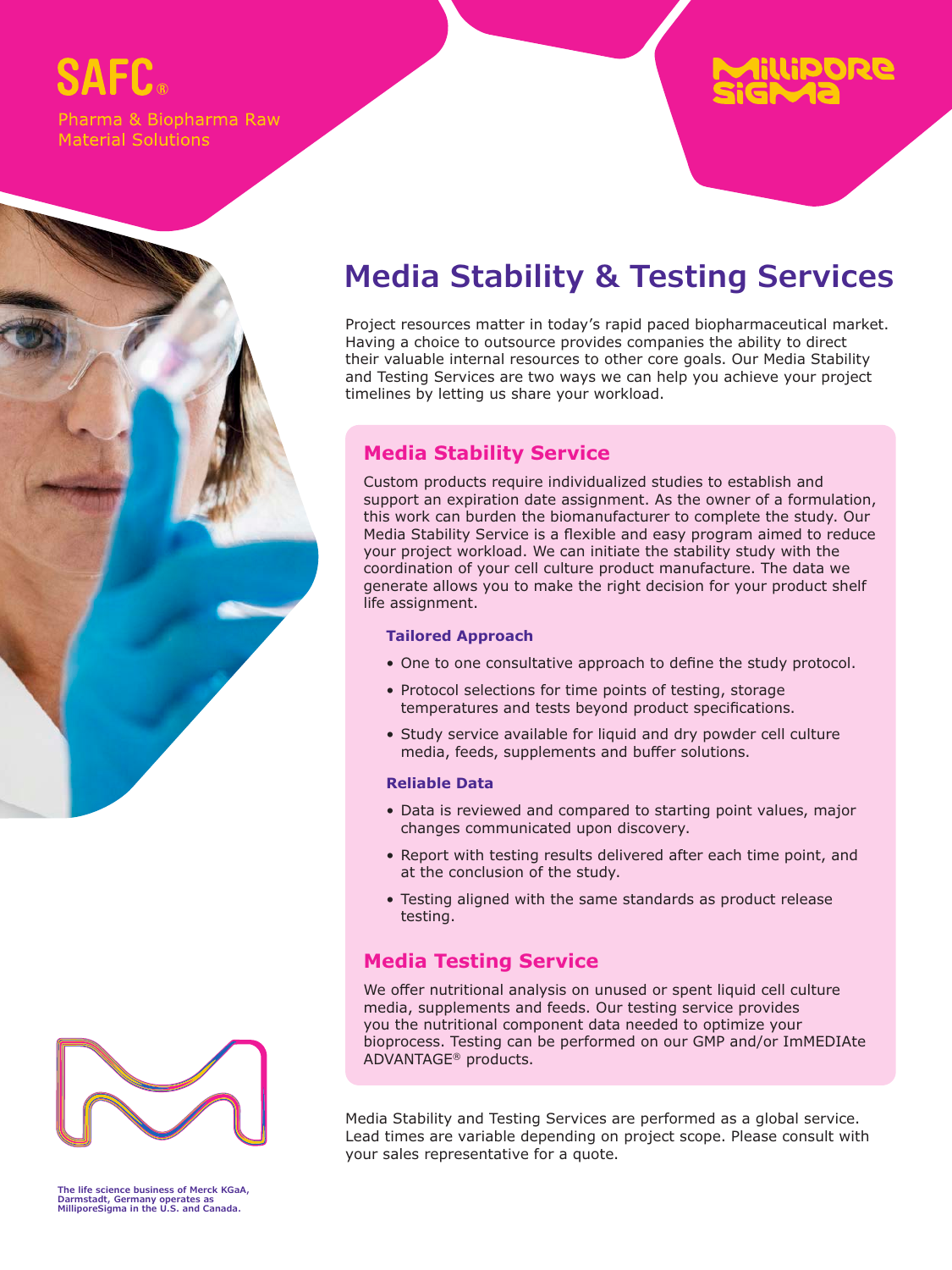SAFC®

Pharma & Biopharma Raw Material Solutions

MilliporeSigma

# Media Stability & Testing Services

Project resources matter in today's rapid paced biopharmaceutical market. Having a choice to outsource provides companies the ability to direct their valuable internal resources to other core goals. Our Media Stability and Testing Services are two ways we can help you achieve your project timelines by letting us share your workload.

## Media Stability Service

Custom products require individualized studies to establish and support an expiration date assignment. As the owner of a formulation, this work can burden the biomanufacturer to complete the study. Our Media Stability Service is a flexible and easy program aimed to reduce your project workload. We can initiate the stability study with the coordination of your cell culture product manufacture. The data we generate allows you to make the right decision for your product shelf life assignment.

### Tailored Approach

- One to one consultative approach to define the study protocol.
- Protocol selections for time points of testing, storage temperatures and tests beyond product specifications.
- Study service available for liquid and dry powder cell culture media, feeds, supplements and buffer solutions.

### Reliable Data

- Data is reviewed and compared to starting point values, major changes communicated upon discovery.
- Report with testing results delivered after each time point, and at the conclusion of the study.
- Testing aligned with the same standards as product release testing.

## Media Testing Service

We offer nutritional analysis on unused or spent liquid cell culture media, supplements and feeds. Our testing service provides you the nutritional component data needed to optimize your bioprocess. Testing can be performed on our GMP and/or ImMEDIAte ADVANTAGE® products.

Media Stability and Testing Services are performed as a global service. Lead times are variable depending on project scope. Please consult with your sales representative for a quote.

**The life science business of Merck KGaA, Darmstadt, Germany operates as MilliporeSigma in the U.S. and Canada.**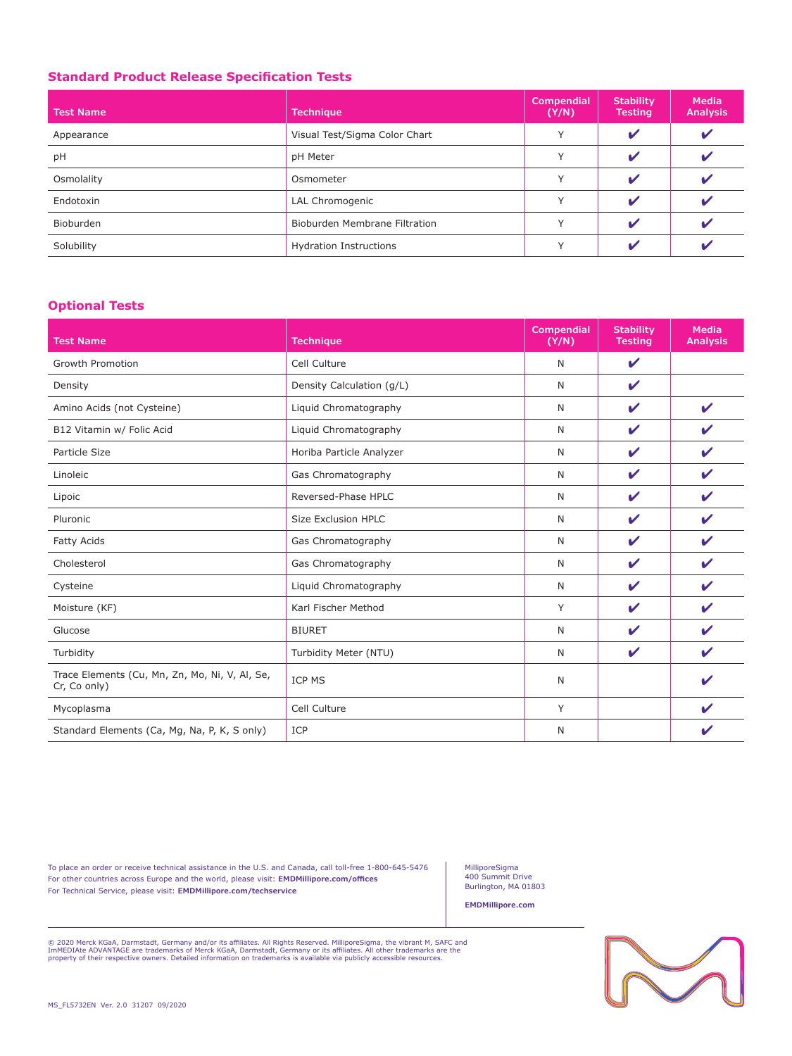## Standard Product Release Specification Tests

| Test Name | Technique | Compendial (Y/N) | Stability Testing | Media Analysis |
|---|---|---|---|---|
| Appearance | Visual Test/Sigma Color Chart | Y | ✔ | ✔ |
| pH | pH Meter | Y | ✔ | ✔ |
| Osmolality | Osmometer | Y | ✔ | ✔ |
| Endotoxin | LAL Chromogenic | Y | ✔ | ✔ |
| Bioburden | Bioburden Membrane Filtration | Y | ✔ | ✔ |
| Solubility | Hydration Instructions | Y | ✔ | ✔ |

## Optional Tests

| Test Name | Technique | Compendial (Y/N) | Stability Testing | Media Analysis |
|---|---|---|---|---|
| Growth Promotion | Cell Culture | N | ✔ | |
| Density | Density Calculation (g/L) | N | ✔ | |
| Amino Acids (not Cysteine) | Liquid Chromatography | N | ✔ | ✔ |
| B12 Vitamin w/ Folic Acid | Liquid Chromatography | N | ✔ | ✔ |
| Particle Size | Horiba Particle Analyzer | N | ✔ | ✔ |
| Linoleic | Gas Chromatography | N | ✔ | ✔ |
| Lipoic | Reversed-Phase HPLC | N | ✔ | ✔ |
| Pluronic | Size Exclusion HPLC | N | ✔ | ✔ |
| Fatty Acids | Gas Chromatography | N | ✔ | ✔ |
| Cholesterol | Gas Chromatography | N | ✔ | ✔ |
| Cysteine | Liquid Chromatography | N | ✔ | ✔ |
| Moisture (KF) | Karl Fischer Method | Y | ✔ | ✔ |
| Glucose | BIURET | N | ✔ | ✔ |
| Turbidity | Turbidity Meter (NTU) | N | ✔ | ✔ |
| Trace Elements (Cu, Mn, Zn, Mo, Ni, V, Al, Se, Cr, Co only) | ICP MS | N | | ✔ |
| Mycoplasma | Cell Culture | Y | | ✔ |
| Standard Elements (Ca, Mg, Na, P, K, S only) | ICP | N | | ✔ |

To place an order or receive technical assistance in the U.S. and Canada, call toll-free 1-800-645-5476
For other countries across Europe and the world, please visit: **EMDMillipore.com/offices**
For Technical Service, please visit: **EMDMillipore.com/techservice**

MilliporeSigma
400 Summit Drive
Burlington, MA 01803

**EMDMillipore.com**

© 2020 Merck KGaA, Darmstadt, Germany and/or its affiliates. All Rights Reserved. MilliporeSigma, the vibrant M, SAFC and ImMEDIAte ADVANTAGE are trademarks of Merck KGaA, Darmstadt, Germany or its affiliates. All other trademarks are the property of their respective owners. Detailed information on trademarks is available via publicly accessible resources.

MS_FL5732EN Ver. 2.0 31207 09/2020